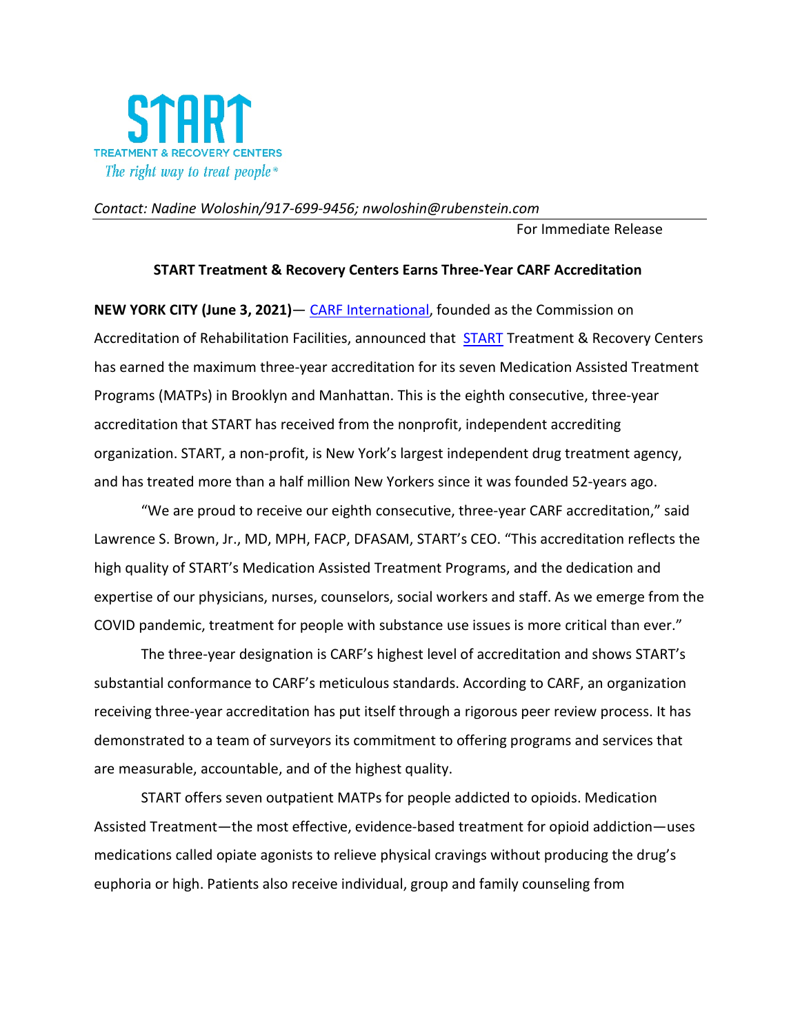START

TREATMENT & RECOVERY CENTERS

*The right way to treat people®*

*Contact: Nadine Woloshin/917-699-9456; nwoloshin@rubenstein.com*

For Immediate Release

**START Treatment & Recovery Centers Earns Three-Year CARF Accreditation**

**NEW YORK CITY (June 3, 2021)**— CARF International, founded as the Commission on Accreditation of Rehabilitation Facilities, announced that START Treatment & Recovery Centers has earned the maximum three-year accreditation for its seven Medication Assisted Treatment Programs (MATPs) in Brooklyn and Manhattan. This is the eighth consecutive, three-year accreditation that START has received from the nonprofit, independent accrediting organization. START, a non-profit, is New York's largest independent drug treatment agency, and has treated more than a half million New Yorkers since it was founded 52-years ago.

"We are proud to receive our eighth consecutive, three-year CARF accreditation," said Lawrence S. Brown, Jr., MD, MPH, FACP, DFASAM, START's CEO. "This accreditation reflects the high quality of START's Medication Assisted Treatment Programs, and the dedication and expertise of our physicians, nurses, counselors, social workers and staff. As we emerge from the COVID pandemic, treatment for people with substance use issues is more critical than ever."

The three-year designation is CARF's highest level of accreditation and shows START's substantial conformance to CARF's meticulous standards. According to CARF, an organization receiving three-year accreditation has put itself through a rigorous peer review process. It has demonstrated to a team of surveyors its commitment to offering programs and services that are measurable, accountable, and of the highest quality.

START offers seven outpatient MATPs for people addicted to opioids. Medication Assisted Treatment—the most effective, evidence-based treatment for opioid addiction—uses medications called opiate agonists to relieve physical cravings without producing the drug's euphoria or high. Patients also receive individual, group and family counseling from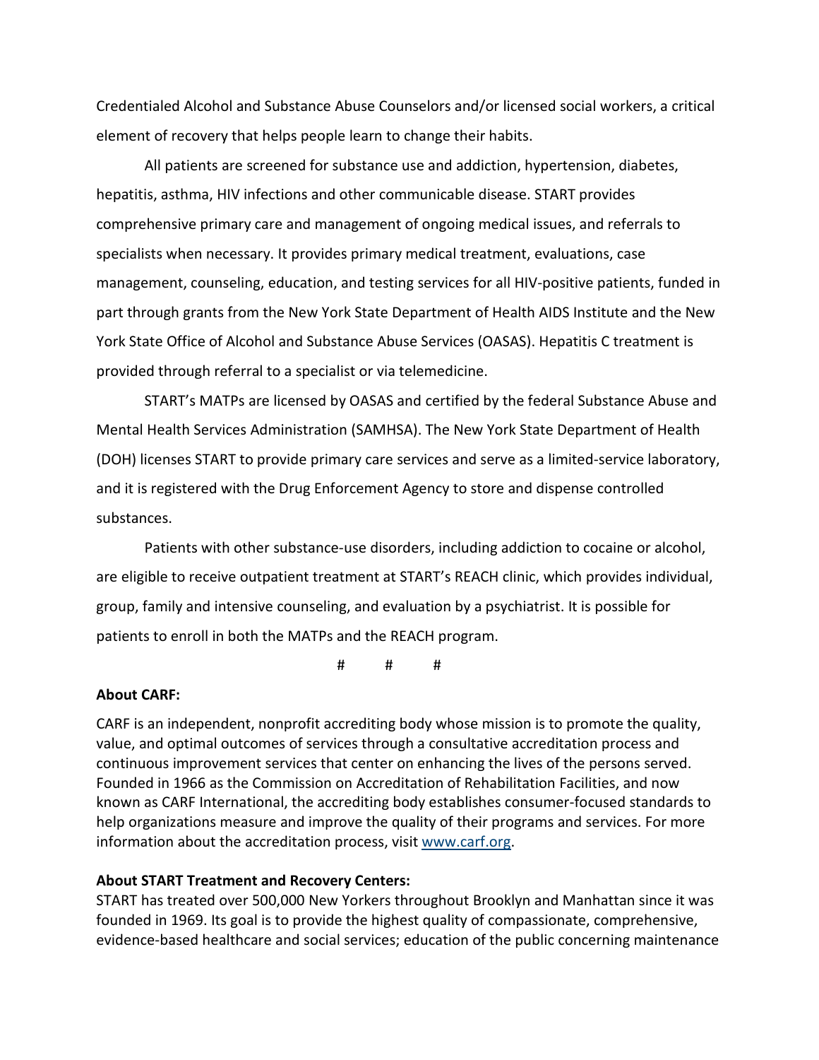Credentialed Alcohol and Substance Abuse Counselors and/or licensed social workers, a critical element of recovery that helps people learn to change their habits.

All patients are screened for substance use and addiction, hypertension, diabetes, hepatitis, asthma, HIV infections and other communicable disease. START provides comprehensive primary care and management of ongoing medical issues, and referrals to specialists when necessary. It provides primary medical treatment, evaluations, case management, counseling, education, and testing services for all HIV-positive patients, funded in part through grants from the New York State Department of Health AIDS Institute and the New York State Office of Alcohol and Substance Abuse Services (OASAS). Hepatitis C treatment is provided through referral to a specialist or via telemedicine.

START's MATPs are licensed by OASAS and certified by the federal Substance Abuse and Mental Health Services Administration (SAMHSA). The New York State Department of Health (DOH) licenses START to provide primary care services and serve as a limited-service laboratory, and it is registered with the Drug Enforcement Agency to store and dispense controlled substances.

Patients with other substance-use disorders, including addiction to cocaine or alcohol, are eligible to receive outpatient treatment at START's REACH clinic, which provides individual, group, family and intensive counseling, and evaluation by a psychiatrist. It is possible for patients to enroll in both the MATPs and the REACH program.

# # #

**About CARF:**

CARF is an independent, nonprofit accrediting body whose mission is to promote the quality, value, and optimal outcomes of services through a consultative accreditation process and continuous improvement services that center on enhancing the lives of the persons served. Founded in 1966 as the Commission on Accreditation of Rehabilitation Facilities, and now known as CARF International, the accrediting body establishes consumer-focused standards to help organizations measure and improve the quality of their programs and services. For more information about the accreditation process, visit [www.carf.org](http://www.carf.org).

**About START Treatment and Recovery Centers:**

START has treated over 500,000 New Yorkers throughout Brooklyn and Manhattan since it was founded in 1969. Its goal is to provide the highest quality of compassionate, comprehensive, evidence-based healthcare and social services; education of the public concerning maintenance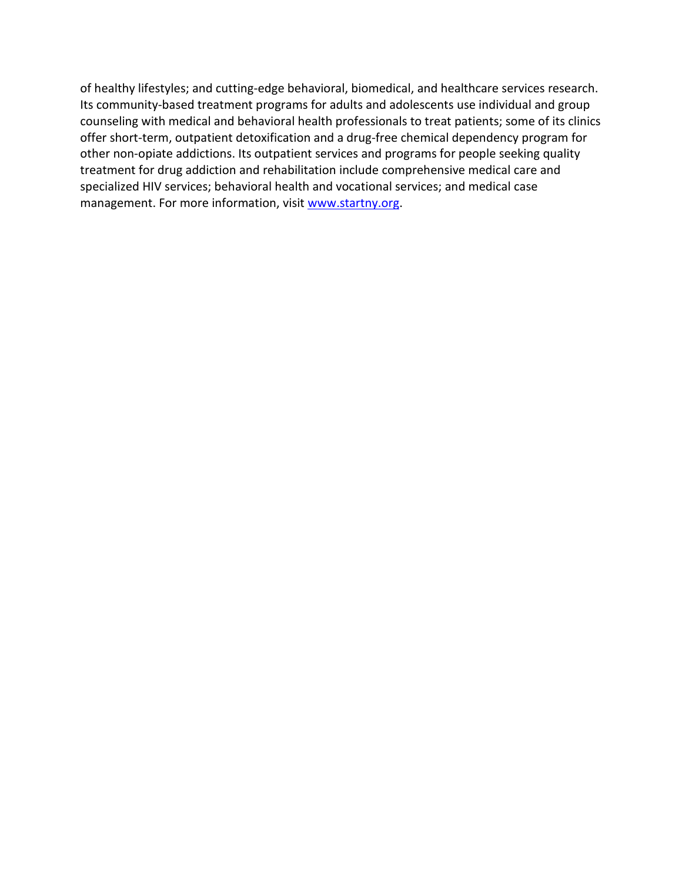of healthy lifestyles; and cutting-edge behavioral, biomedical, and healthcare services research. Its community-based treatment programs for adults and adolescents use individual and group counseling with medical and behavioral health professionals to treat patients; some of its clinics offer short-term, outpatient detoxification and a drug-free chemical dependency program for other non-opiate addictions. Its outpatient services and programs for people seeking quality treatment for drug addiction and rehabilitation include comprehensive medical care and specialized HIV services; behavioral health and vocational services; and medical case management. For more information, visit [www.startny.org](http://www.startny.org).